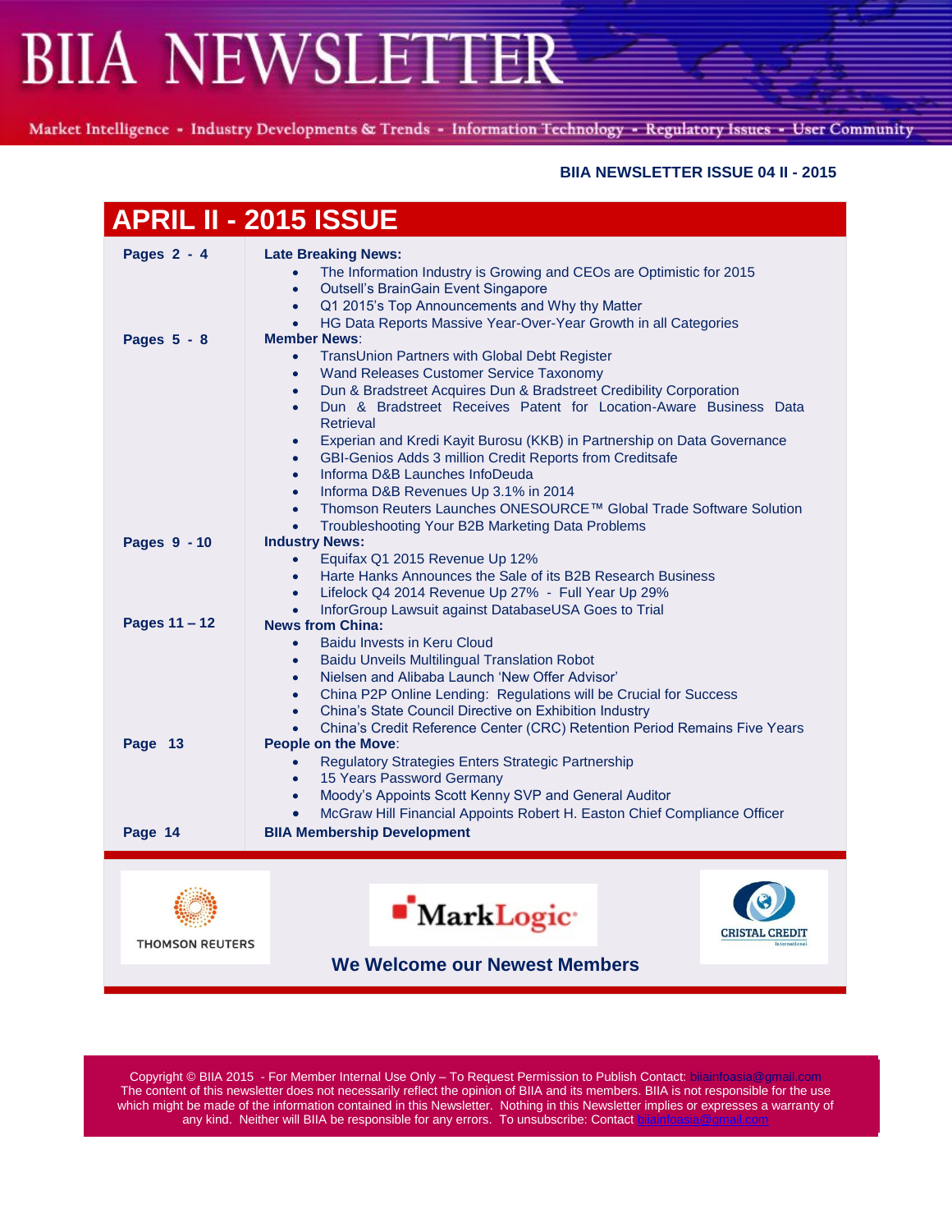# BIIA NEWSLETTER

Market Intelligence - Industry Developments & Trends - Information Technology - Regulatory Issues - User Community

**BIIA NEWSLETTER ISSUE 04 II - 2015**

## APRIL II - 2015 ISSUE

| Pages | Contents |
|---|---|
| **Pages 2 - 4** | **Late Breaking News:**<br>• The Information Industry is Growing and CEOs are Optimistic for 2015<br>• Outsell's BrainGain Event Singapore<br>• Q1 2015's Top Announcements and Why thy Matter<br>• HG Data Reports Massive Year-Over-Year Growth in all Categories |
| **Pages 5 - 8** | **Member News**:<br>• TransUnion Partners with Global Debt Register<br>• Wand Releases Customer Service Taxonomy<br>• Dun & Bradstreet Acquires Dun & Bradstreet Credibility Corporation<br>• Dun & Bradstreet Receives Patent for Location-Aware Business Data Retrieval<br>• Experian and Kredi Kayit Burosu (KKB) in Partnership on Data Governance<br>• GBI-Genios Adds 3 million Credit Reports from Creditsafe<br>• Informa D&B Launches InfoDeuda<br>• Informa D&B Revenues Up 3.1% in 2014<br>• Thomson Reuters Launches ONESOURCE™ Global Trade Software Solution<br>• Troubleshooting Your B2B Marketing Data Problems |
| **Pages 9 - 10** | **Industry News:**<br>• Equifax Q1 2015 Revenue Up 12%<br>• Harte Hanks Announces the Sale of its B2B Research Business<br>• Lifelock Q4 2014 Revenue Up 27% - Full Year Up 29%<br>• InforGroup Lawsuit against DatabaseUSA Goes to Trial |
| **Pages 11 – 12** | **News from China:**<br>• Baidu Invests in Keru Cloud<br>• Baidu Unveils Multilingual Translation Robot<br>• Nielsen and Alibaba Launch 'New Offer Advisor'<br>• China P2P Online Lending: Regulations will be Crucial for Success<br>• China's State Council Directive on Exhibition Industry<br>• China's Credit Reference Center (CRC) Retention Period Remains Five Years |
| **Page 13** | **People on the Move**:<br>• Regulatory Strategies Enters Strategic Partnership<br>• 15 Years Password Germany<br>• Moody's Appoints Scott Kenny SVP and General Auditor<br>• McGraw Hill Financial Appoints Robert H. Easton Chief Compliance Officer |
| **Page 14** | **BIIA Membership Development** |

THOMSON REUTERS | MarkLogic | CRISTAL CREDIT International

**We Welcome our Newest Members**

Copyright © BIIA 2015 - For Member Internal Use Only – To Request Permission to Publish Contact: biiainfoasia@gmail.com
The content of this newsletter does not necessarily reflect the opinion of BIIA and its members. BIIA is not responsible for the use which might be made of the information contained in this Newsletter. Nothing in this Newsletter implies or expresses a warranty of any kind. Neither will BIIA be responsible for any errors. To unsubscribe: Contact biiainfoasia@gmail.com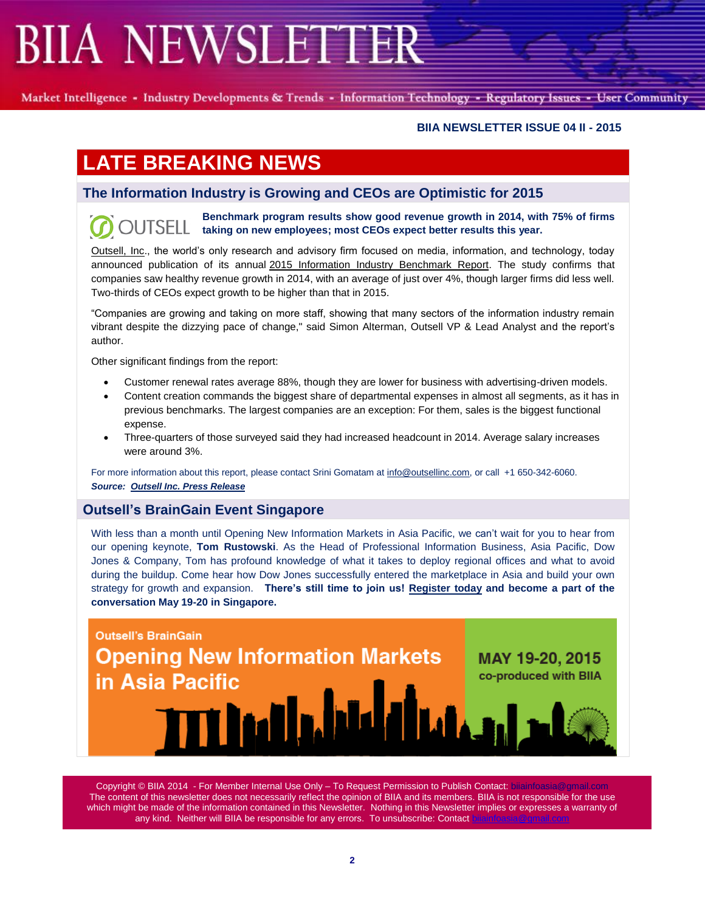**BIIA NEWSLETTER ISSUE 04 II - 2015**

# LATE BREAKING NEWS

## The Information Industry is Growing and CEOs are Optimistic for 2015

**Benchmark program results show good revenue growth in 2014, with 75% of firms taking on new employees; most CEOs expect better results this year.**

Outsell, Inc., the world's only research and advisory firm focused on media, information, and technology, today announced publication of its annual 2015 Information Industry Benchmark Report. The study confirms that companies saw healthy revenue growth in 2014, with an average of just over 4%, though larger firms did less well. Two-thirds of CEOs expect growth to be higher than that in 2015.

"Companies are growing and taking on more staff, showing that many sectors of the information industry remain vibrant despite the dizzying pace of change," said Simon Alterman, Outsell VP & Lead Analyst and the report's author.

Other significant findings from the report:

- Customer renewal rates average 88%, though they are lower for business with advertising-driven models.
- Content creation commands the biggest share of departmental expenses in almost all segments, as it has in previous benchmarks. The largest companies are an exception: For them, sales is the biggest functional expense.
- Three-quarters of those surveyed said they had increased headcount in 2014. Average salary increases were around 3%.

For more information about this report, please contact Srini Gomatam at info@outsellinc.com, or call +1 650-342-6060.

***Source: Outsell Inc. Press Release***

## Outsell's BrainGain Event Singapore

With less than a month until Opening New Information Markets in Asia Pacific, we can't wait for you to hear from our opening keynote, **Tom Rustowski**. As the Head of Professional Information Business, Asia Pacific, Dow Jones & Company, Tom has profound knowledge of what it takes to deploy regional offices and what to avoid during the buildup. Come hear how Dow Jones successfully entered the marketplace in Asia and build your own strategy for growth and expansion. **There's still time to join us! Register today and become a part of the conversation May 19-20 in Singapore.**

Outsell's BrainGain

**Opening New Information Markets in Asia Pacific**

**MAY 19-20, 2015**

co-produced with BIIA

Copyright © BIIA 2014 - For Member Internal Use Only – To Request Permission to Publish Contact: biiainfoasia@gmail.com
The content of this newsletter does not necessarily reflect the opinion of BIIA and its members. BIIA is not responsible for the use which might be made of the information contained in this Newsletter. Nothing in this Newsletter implies or expresses a warranty of any kind. Neither will BIIA be responsible for any errors. To unsubscribe: Contact biiainfoasia@gmail.com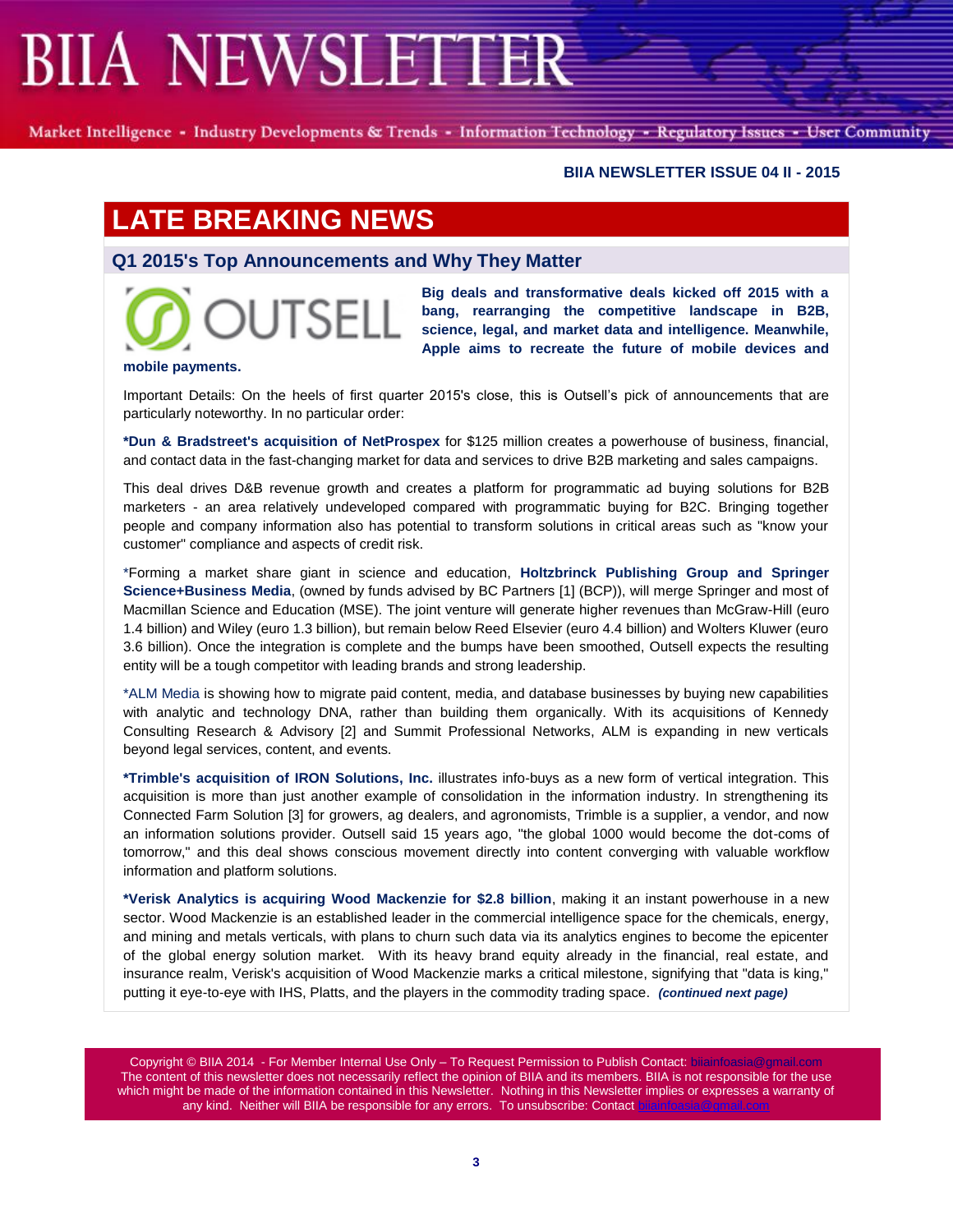## LATE BREAKING NEWS

### Q1 2015's Top Announcements and Why They Matter

**Big deals and transformative deals kicked off 2015 with a bang, rearranging the competitive landscape in B2B, science, legal, and market data and intelligence. Meanwhile, Apple aims to recreate the future of mobile devices and mobile payments.**

Important Details: On the heels of first quarter 2015's close, this is Outsell's pick of announcements that are particularly noteworthy. In no particular order:

**\*Dun & Bradstreet's acquisition of NetProspex** for $125 million creates a powerhouse of business, financial, and contact data in the fast-changing market for data and services to drive B2B marketing and sales campaigns.

This deal drives D&B revenue growth and creates a platform for programmatic ad buying solutions for B2B marketers - an area relatively undeveloped compared with programmatic buying for B2C. Bringing together people and company information also has potential to transform solutions in critical areas such as "know your customer" compliance and aspects of credit risk.

\*Forming a market share giant in science and education, **Holtzbrinck Publishing Group and Springer Science+Business Media**, (owned by funds advised by BC Partners [1] (BCP)), will merge Springer and most of Macmillan Science and Education (MSE). The joint venture will generate higher revenues than McGraw-Hill (euro 1.4 billion) and Wiley (euro 1.3 billion), but remain below Reed Elsevier (euro 4.4 billion) and Wolters Kluwer (euro 3.6 billion). Once the integration is complete and the bumps have been smoothed, Outsell expects the resulting entity will be a tough competitor with leading brands and strong leadership.

\*ALM Media is showing how to migrate paid content, media, and database businesses by buying new capabilities with analytic and technology DNA, rather than building them organically. With its acquisitions of Kennedy Consulting Research & Advisory [2] and Summit Professional Networks, ALM is expanding in new verticals beyond legal services, content, and events.

**\*Trimble's acquisition of IRON Solutions, Inc.** illustrates info-buys as a new form of vertical integration. This acquisition is more than just another example of consolidation in the information industry. In strengthening its Connected Farm Solution [3] for growers, ag dealers, and agronomists, Trimble is a supplier, a vendor, and now an information solutions provider. Outsell said 15 years ago, "the global 1000 would become the dot-coms of tomorrow," and this deal shows conscious movement directly into content converging with valuable workflow information and platform solutions.

**\*Verisk Analytics is acquiring Wood Mackenzie for $2.8 billion**, making it an instant powerhouse in a new sector. Wood Mackenzie is an established leader in the commercial intelligence space for the chemicals, energy, and mining and metals verticals, with plans to churn such data via its analytics engines to become the epicenter of the global energy solution market. With its heavy brand equity already in the financial, real estate, and insurance realm, Verisk's acquisition of Wood Mackenzie marks a critical milestone, signifying that "data is king," putting it eye-to-eye with IHS, Platts, and the players in the commodity trading space. ***(continued next page)***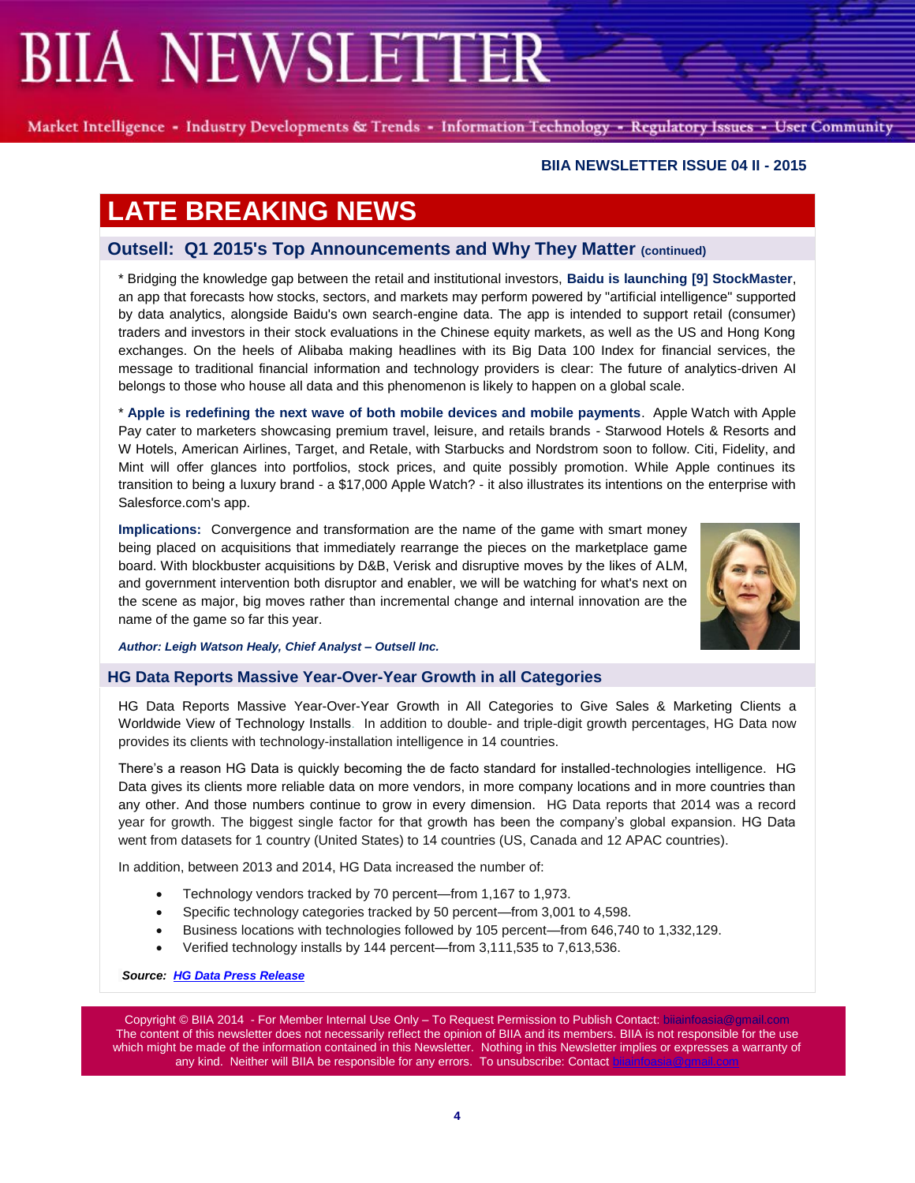BIIA NEWSLETTER ISSUE 04 II - 2015

# LATE BREAKING NEWS

## Outsell: Q1 2015's Top Announcements and Why They Matter (continued)

* Bridging the knowledge gap between the retail and institutional investors, **Baidu is launching [9] StockMaster**, an app that forecasts how stocks, sectors, and markets may perform powered by "artificial intelligence" supported by data analytics, alongside Baidu's own search-engine data. The app is intended to support retail (consumer) traders and investors in their stock evaluations in the Chinese equity markets, as well as the US and Hong Kong exchanges. On the heels of Alibaba making headlines with its Big Data 100 Index for financial services, the message to traditional financial information and technology providers is clear: The future of analytics-driven AI belongs to those who house all data and this phenomenon is likely to happen on a global scale.

* **Apple is redefining the next wave of both mobile devices and mobile payments**. Apple Watch with Apple Pay cater to marketers showcasing premium travel, leisure, and retails brands - Starwood Hotels & Resorts and W Hotels, American Airlines, Target, and Retale, with Starbucks and Nordstrom soon to follow. Citi, Fidelity, and Mint will offer glances into portfolios, stock prices, and quite possibly promotion. While Apple continues its transition to being a luxury brand - a $17,000 Apple Watch? - it also illustrates its intentions on the enterprise with Salesforce.com's app.

**Implications:** Convergence and transformation are the name of the game with smart money being placed on acquisitions that immediately rearrange the pieces on the marketplace game board. With blockbuster acquisitions by D&B, Verisk and disruptive moves by the likes of ALM, and government intervention both disruptor and enabler, we will be watching for what's next on the scene as major, big moves rather than incremental change and internal innovation are the name of the game so far this year.

***Author: Leigh Watson Healy, Chief Analyst – Outsell Inc.***

## HG Data Reports Massive Year-Over-Year Growth in all Categories

HG Data Reports Massive Year-Over-Year Growth in All Categories to Give Sales & Marketing Clients a Worldwide View of Technology Installs. In addition to double- and triple-digit growth percentages, HG Data now provides its clients with technology-installation intelligence in 14 countries.

There's a reason HG Data is quickly becoming the de facto standard for installed-technologies intelligence. HG Data gives its clients more reliable data on more vendors, in more company locations and in more countries than any other. And those numbers continue to grow in every dimension. HG Data reports that 2014 was a record year for growth. The biggest single factor for that growth has been the company's global expansion. HG Data went from datasets for 1 country (United States) to 14 countries (US, Canada and 12 APAC countries).

In addition, between 2013 and 2014, HG Data increased the number of:

- Technology vendors tracked by 70 percent—from 1,167 to 1,973.
- Specific technology categories tracked by 50 percent—from 3,001 to 4,598.
- Business locations with technologies followed by 105 percent—from 646,740 to 1,332,129.
- Verified technology installs by 144 percent—from 3,111,535 to 7,613,536.

***Source: HG Data Press Release***

Copyright © BIIA 2014 - For Member Internal Use Only – To Request Permission to Publish Contact: biiainfoasia@gmail.com The content of this newsletter does not necessarily reflect the opinion of BIIA and its members. BIIA is not responsible for the use which might be made of the information contained in this Newsletter. Nothing in this Newsletter implies or expresses a warranty of any kind. Neither will BIIA be responsible for any errors. To unsubscribe: Contact biiainfoasia@gmail.com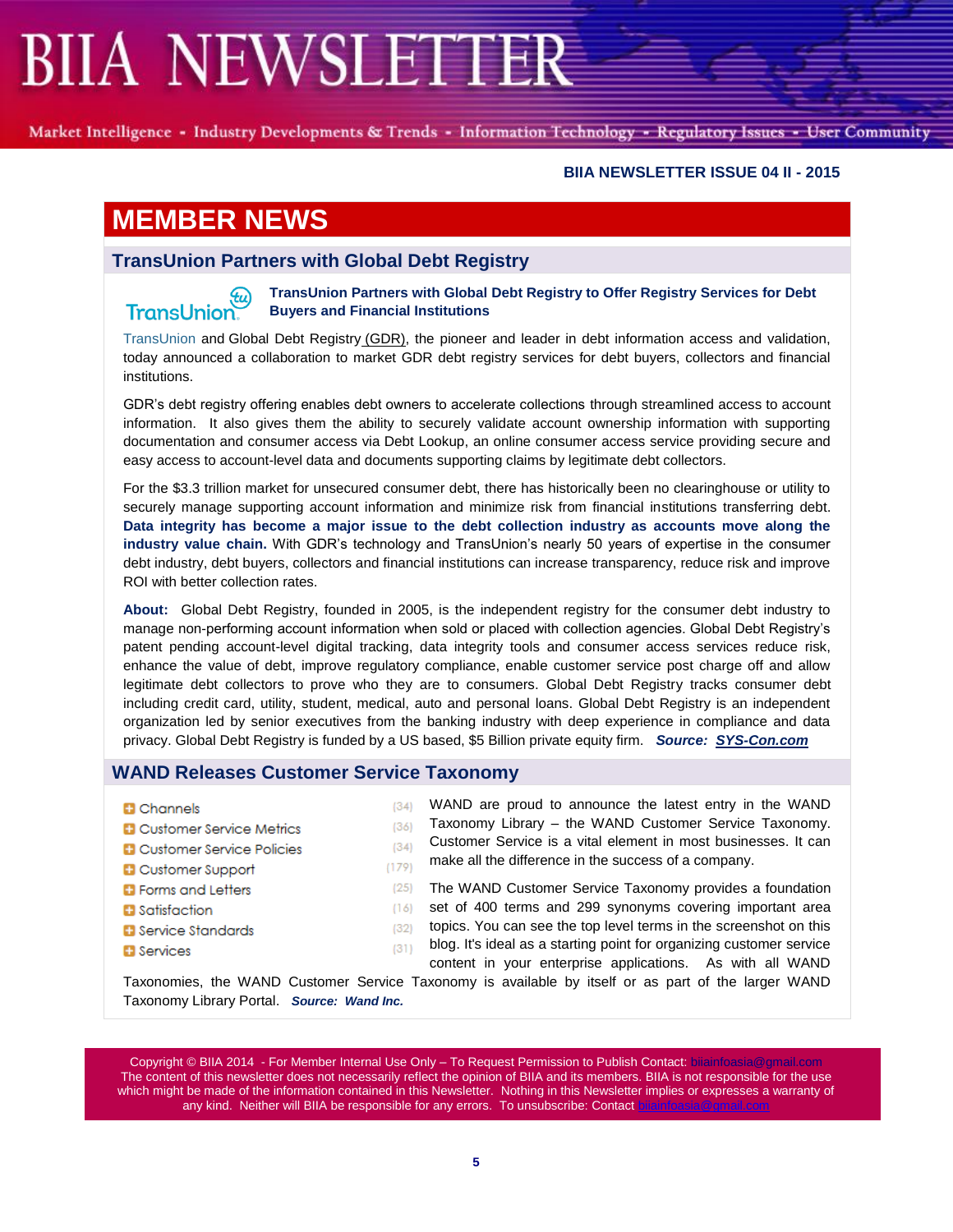# BIIA NEWSLETTER

Market Intelligence - Industry Developments & Trends - Information Technology - Regulatory Issues - User Community

**BIIA NEWSLETTER ISSUE 04 II - 2015**

## MEMBER NEWS

### TransUnion Partners with Global Debt Registry

**TransUnion Partners with Global Debt Registry to Offer Registry Services for Debt Buyers and Financial Institutions**

TransUnion and Global Debt Registry (GDR), the pioneer and leader in debt information access and validation, today announced a collaboration to market GDR debt registry services for debt buyers, collectors and financial institutions.

GDR's debt registry offering enables debt owners to accelerate collections through streamlined access to account information. It also gives them the ability to securely validate account ownership information with supporting documentation and consumer access via Debt Lookup, an online consumer access service providing secure and easy access to account-level data and documents supporting claims by legitimate debt collectors.

For the $3.3 trillion market for unsecured consumer debt, there has historically been no clearinghouse or utility to securely manage supporting account information and minimize risk from financial institutions transferring debt. **Data integrity has become a major issue to the debt collection industry as accounts move along the industry value chain.** With GDR's technology and TransUnion's nearly 50 years of expertise in the consumer debt industry, debt buyers, collectors and financial institutions can increase transparency, reduce risk and improve ROI with better collection rates.

**About:** Global Debt Registry, founded in 2005, is the independent registry for the consumer debt industry to manage non-performing account information when sold or placed with collection agencies. Global Debt Registry's patent pending account-level digital tracking, data integrity tools and consumer access services reduce risk, enhance the value of debt, improve regulatory compliance, enable customer service post charge off and allow legitimate debt collectors to prove who they are to consumers. Global Debt Registry tracks consumer debt including credit card, utility, student, medical, auto and personal loans. Global Debt Registry is an independent organization led by senior executives from the banking industry with deep experience in compliance and data privacy. Global Debt Registry is funded by a US based, $5 Billion private equity firm. ***Source: SYS-Con.com***

### WAND Releases Customer Service Taxonomy

| Term | Count |
|---|---|
| Channels | (34) |
| Customer Service Metrics | (36) |
| Customer Service Policies | (34) |
| Customer Support | (179) |
| Forms and Letters | (25) |
| Satisfaction | (16) |
| Service Standards | (32) |
| Services | (31) |

WAND are proud to announce the latest entry in the WAND Taxonomy Library – the WAND Customer Service Taxonomy. Customer Service is a vital element in most businesses. It can make all the difference in the success of a company.

The WAND Customer Service Taxonomy provides a foundation set of 400 terms and 299 synonyms covering important area topics. You can see the top level terms in the screenshot on this blog. It's ideal as a starting point for organizing customer service content in your enterprise applications. As with all WAND Taxonomies, the WAND Customer Service Taxonomy is available by itself or as part of the larger WAND Taxonomy Library Portal. ***Source: Wand Inc.***

Copyright © BIIA 2014 - For Member Internal Use Only – To Request Permission to Publish Contact: biiainfoasia@gmail.com
The content of this newsletter does not necessarily reflect the opinion of BIIA and its members. BIIA is not responsible for the use which might be made of the information contained in this Newsletter. Nothing in this Newsletter implies or expresses a warranty of any kind. Neither will BIIA be responsible for any errors. To unsubscribe: Contact biiainfoasia@gmail.com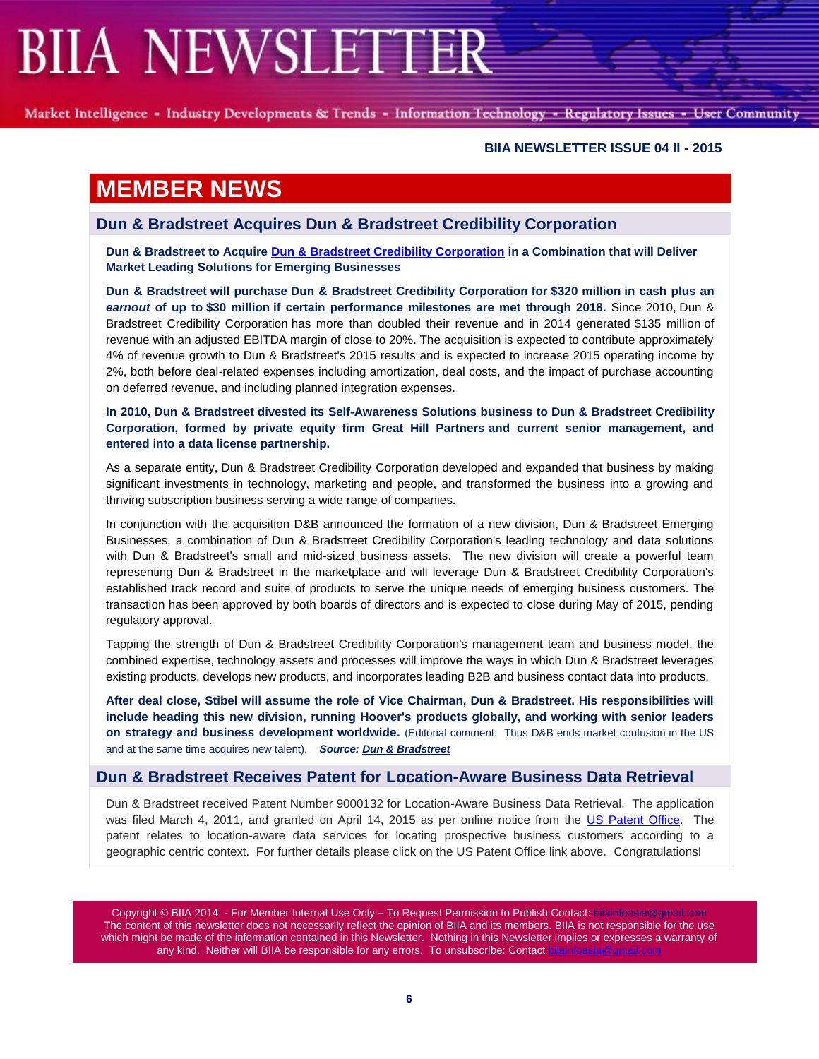## MEMBER NEWS

### Dun & Bradstreet Acquires Dun & Bradstreet Credibility Corporation

**Dun & Bradstreet to Acquire [Dun & Bradstreet Credibility Corporation]() in a Combination that will Deliver Market Leading Solutions for Emerging Businesses**

**Dun & Bradstreet will purchase Dun & Bradstreet Credibility Corporation for $320 million in cash plus an *earnout* of up to $30 million if certain performance milestones are met through 2018.** Since 2010, Dun & Bradstreet Credibility Corporation has more than doubled their revenue and in 2014 generated $135 million of revenue with an adjusted EBITDA margin of close to 20%. The acquisition is expected to contribute approximately 4% of revenue growth to Dun & Bradstreet's 2015 results and is expected to increase 2015 operating income by 2%, both before deal-related expenses including amortization, deal costs, and the impact of purchase accounting on deferred revenue, and including planned integration expenses.

**In 2010, Dun & Bradstreet divested its Self-Awareness Solutions business to Dun & Bradstreet Credibility Corporation, formed by private equity firm Great Hill Partners and current senior management, and entered into a data license partnership.**

As a separate entity, Dun & Bradstreet Credibility Corporation developed and expanded that business by making significant investments in technology, marketing and people, and transformed the business into a growing and thriving subscription business serving a wide range of companies.

In conjunction with the acquisition D&B announced the formation of a new division, Dun & Bradstreet Emerging Businesses, a combination of Dun & Bradstreet Credibility Corporation's leading technology and data solutions with Dun & Bradstreet's small and mid-sized business assets. The new division will create a powerful team representing Dun & Bradstreet in the marketplace and will leverage Dun & Bradstreet Credibility Corporation's established track record and suite of products to serve the unique needs of emerging business customers. The transaction has been approved by both boards of directors and is expected to close during May of 2015, pending regulatory approval.

Tapping the strength of Dun & Bradstreet Credibility Corporation's management team and business model, the combined expertise, technology assets and processes will improve the ways in which Dun & Bradstreet leverages existing products, develops new products, and incorporates leading B2B and business contact data into products.

**After deal close, Stibel will assume the role of Vice Chairman, Dun & Bradstreet. His responsibilities will include heading this new division, running Hoover's products globally, and working with senior leaders on strategy and business development worldwide.** (Editorial comment: Thus D&B ends market confusion in the US and at the same time acquires new talent). ***Source: [Dun & Bradstreet]()***

### Dun & Bradstreet Receives Patent for Location-Aware Business Data Retrieval

Dun & Bradstreet received Patent Number 9000132 for Location-Aware Business Data Retrieval. The application was filed March 4, 2011, and granted on April 14, 2015 as per online notice from the [US Patent Office](). The patent relates to location-aware data services for locating prospective business customers according to a geographic centric context. For further details please click on the US Patent Office link above. Congratulations!

Copyright © BIIA 2014 - For Member Internal Use Only – To Request Permission to Publish Contact: biiainfoasia@gmail.com
The content of this newsletter does not necessarily reflect the opinion of BIIA and its members. BIIA is not responsible for the use which might be made of the information contained in this Newsletter. Nothing in this Newsletter implies or expresses a warranty of any kind. Neither will BIIA be responsible for any errors. To unsubscribe: Contact biiainfoasia@gmail.com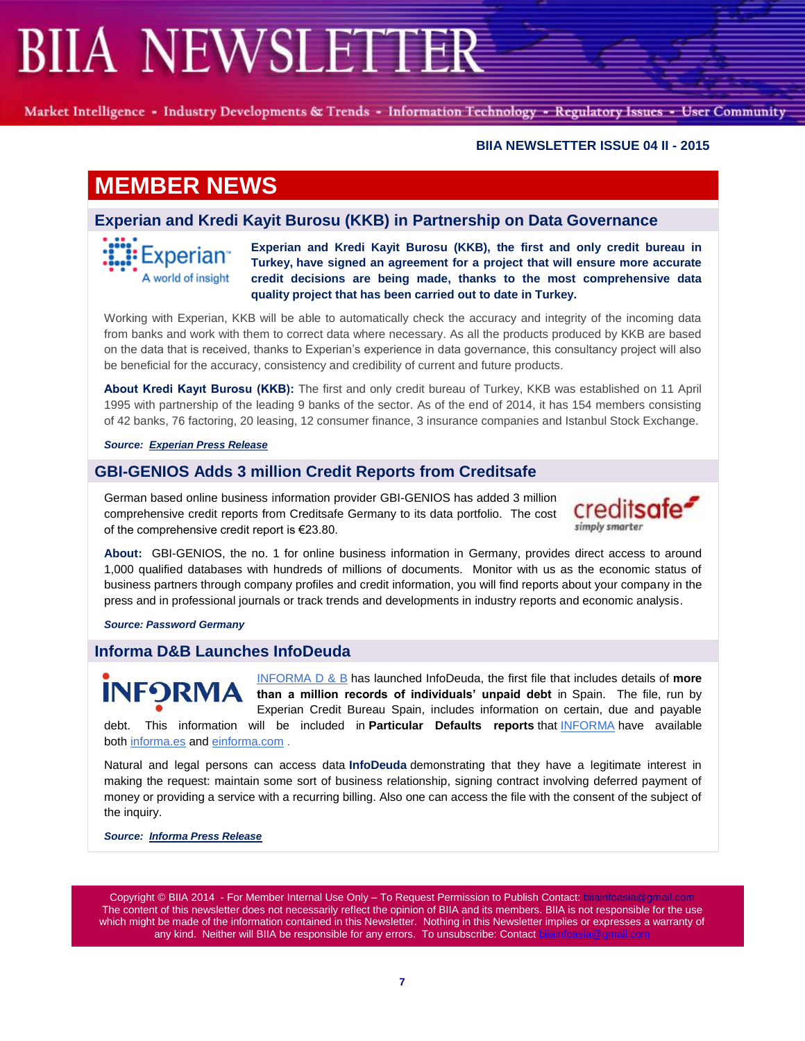BIIA NEWSLETTER ISSUE 04 II - 2015

# MEMBER NEWS

## Experian and Kredi Kayit Burosu (KKB) in Partnership on Data Governance

**Experian and Kredi Kayit Burosu (KKB), the first and only credit bureau in Turkey, have signed an agreement for a project that will ensure more accurate credit decisions are being made, thanks to the most comprehensive data quality project that has been carried out to date in Turkey.**

Working with Experian, KKB will be able to automatically check the accuracy and integrity of the incoming data from banks and work with them to correct data where necessary. As all the products produced by KKB are based on the data that is received, thanks to Experian's experience in data governance, this consultancy project will also be beneficial for the accuracy, consistency and credibility of current and future products.

**About Kredi Kayıt Burosu (KKB):** The first and only credit bureau of Turkey, KKB was established on 11 April 1995 with partnership of the leading 9 banks of the sector. As of the end of 2014, it has 154 members consisting of 42 banks, 76 factoring, 20 leasing, 12 consumer finance, 3 insurance companies and Istanbul Stock Exchange.

***Source: Experian Press Release***

## GBI-GENIOS Adds 3 million Credit Reports from Creditsafe

German based online business information provider GBI-GENIOS has added 3 million comprehensive credit reports from Creditsafe Germany to its data portfolio. The cost of the comprehensive credit report is €23.80.

**About:** GBI-GENIOS, the no. 1 for online business information in Germany, provides direct access to around 1,000 qualified databases with hundreds of millions of documents. Monitor with us as the economic status of business partners through company profiles and credit information, you will find reports about your company in the press and in professional journals or track trends and developments in industry reports and economic analysis.

***Source: Password Germany***

## Informa D&B Launches InfoDeuda

INFORMA D & B has launched InfoDeuda, the first file that includes details of **more than a million records of individuals' unpaid debt** in Spain. The file, run by Experian Credit Bureau Spain, includes information on certain, due and payable debt. This information will be included in **Particular Defaults reports** that INFORMA have available both informa.es and einforma.com .

Natural and legal persons can access data **InfoDeuda** demonstrating that they have a legitimate interest in making the request: maintain some sort of business relationship, signing contract involving deferred payment of money or providing a service with a recurring billing. Also one can access the file with the consent of the subject of the inquiry.

***Source: Informa Press Release***

Copyright © BIIA 2014 - For Member Internal Use Only – To Request Permission to Publish Contact: biiainfoasia@gmail.com
The content of this newsletter does not necessarily reflect the opinion of BIIA and its members. BIIA is not responsible for the use which might be made of the information contained in this Newsletter. Nothing in this Newsletter implies or expresses a warranty of any kind. Neither will BIIA be responsible for any errors. To unsubscribe: Contact biiainfoasia@gmail.com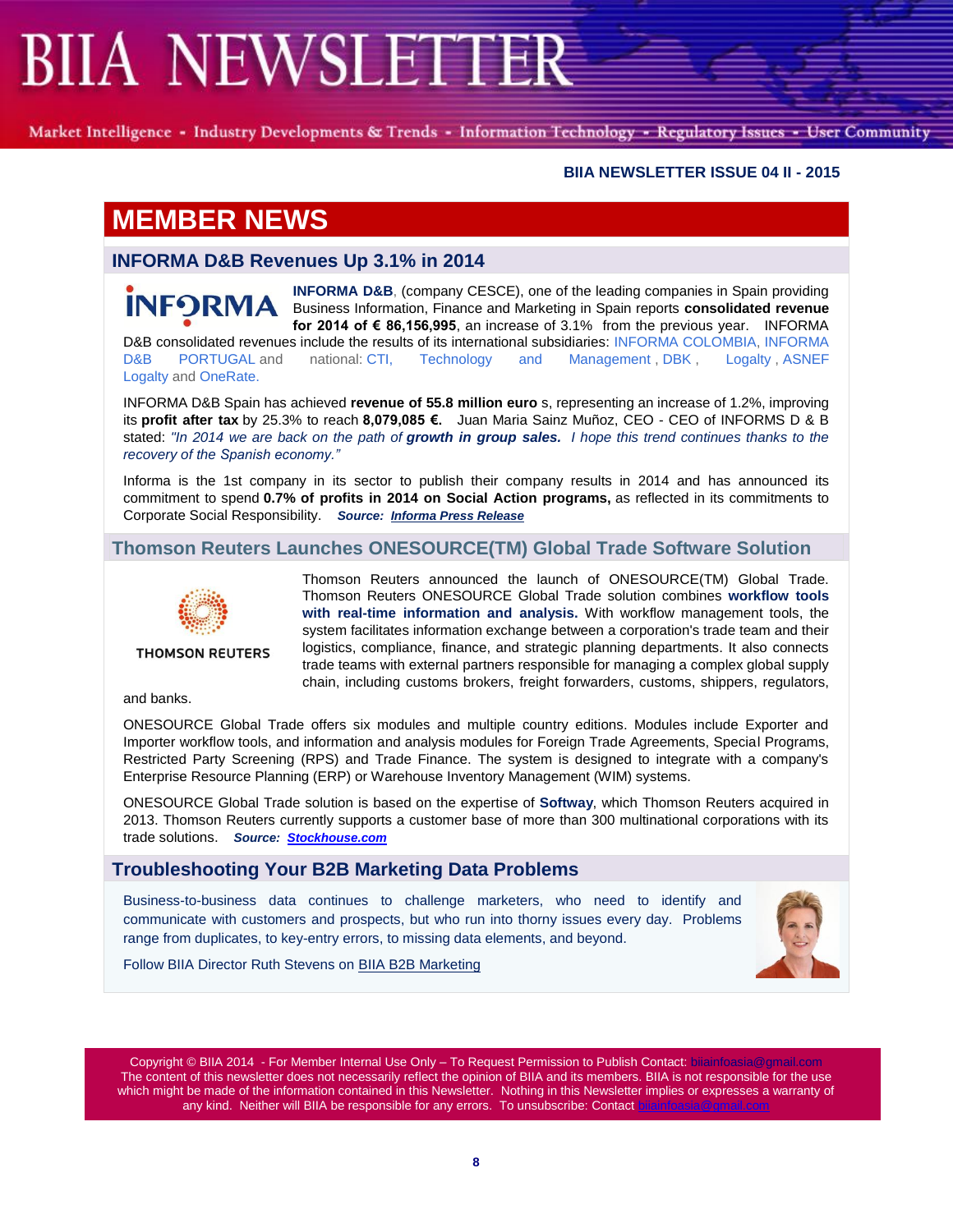# MEMBER NEWS

## INFORMA D&B Revenues Up 3.1% in 2014

**INFORMA D&B**, (company CESCE), one of the leading companies in Spain providing Business Information, Finance and Marketing in Spain reports **consolidated revenue for 2014 of € 86,156,995**, an increase of 3.1% from the previous year. INFORMA D&B consolidated revenues include the results of its international subsidiaries: INFORMA COLOMBIA, INFORMA D&B PORTUGAL and national: CTI, Technology and Management, DBK, Logalty, ASNEF Logalty and OneRate.

INFORMA D&B Spain has achieved **revenue of 55.8 million euro** s, representing an increase of 1.2%, improving its **profit after tax** by 25.3% to reach **8,079,085 €.** Juan Maria Sainz Muñoz, CEO - CEO of INFORMS D & B stated: *"In 2014 we are back on the path of **growth in group sales.** I hope this trend continues thanks to the recovery of the Spanish economy."*

Informa is the 1st company in its sector to publish their company results in 2014 and has announced its commitment to spend **0.7% of profits in 2014 on Social Action programs,** as reflected in its commitments to Corporate Social Responsibility. ***Source: Informa Press Release***

## Thomson Reuters Launches ONESOURCE(TM) Global Trade Software Solution

Thomson Reuters announced the launch of ONESOURCE(TM) Global Trade. Thomson Reuters ONESOURCE Global Trade solution combines **workflow tools with real-time information and analysis.** With workflow management tools, the system facilitates information exchange between a corporation's trade team and their logistics, compliance, finance, and strategic planning departments. It also connects trade teams with external partners responsible for managing a complex global supply chain, including customs brokers, freight forwarders, customs, shippers, regulators, and banks.

ONESOURCE Global Trade offers six modules and multiple country editions. Modules include Exporter and Importer workflow tools, and information and analysis modules for Foreign Trade Agreements, Special Programs, Restricted Party Screening (RPS) and Trade Finance. The system is designed to integrate with a company's Enterprise Resource Planning (ERP) or Warehouse Inventory Management (WIM) systems.

ONESOURCE Global Trade solution is based on the expertise of **Softway**, which Thomson Reuters acquired in 2013. Thomson Reuters currently supports a customer base of more than 300 multinational corporations with its trade solutions. ***Source: Stockhouse.com***

## Troubleshooting Your B2B Marketing Data Problems

Business-to-business data continues to challenge marketers, who need to identify and communicate with customers and prospects, but who run into thorny issues every day. Problems range from duplicates, to key-entry errors, to missing data elements, and beyond.

Follow BIIA Director Ruth Stevens on BIIA B2B Marketing

Copyright © BIIA 2014 - For Member Internal Use Only – To Request Permission to Publish Contact: biiainfoasia@gmail.com The content of this newsletter does not necessarily reflect the opinion of BIIA and its members. BIIA is not responsible for the use which might be made of the information contained in this Newsletter. Nothing in this Newsletter implies or expresses a warranty of any kind. Neither will BIIA be responsible for any errors. To unsubscribe: Contact biiainfoasia@gmail.com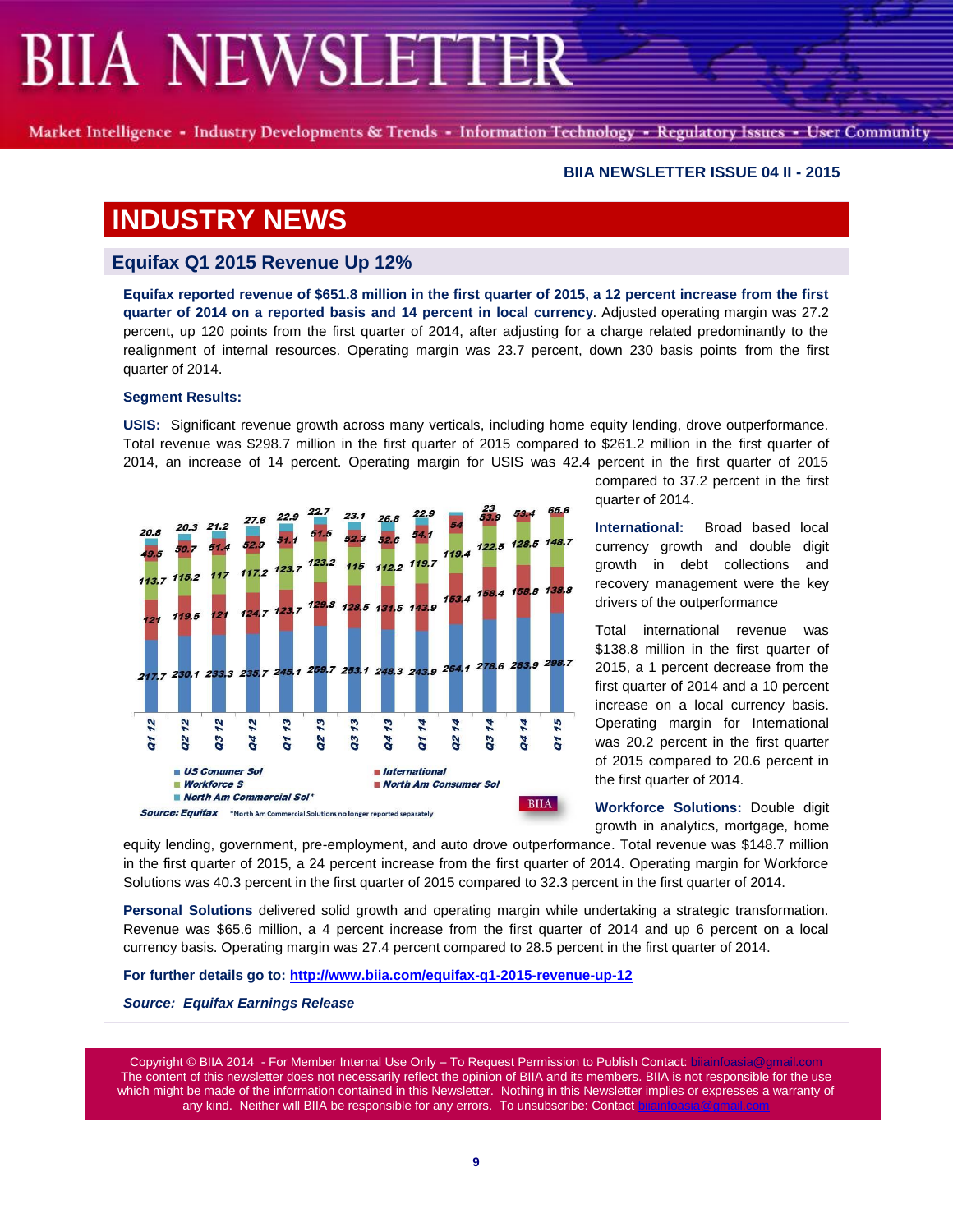## BIIA NEWSLETTER ISSUE 04 II - 2015

# INDUSTRY NEWS

## Equifax Q1 2015 Revenue Up 12%

**Equifax reported revenue of $651.8 million in the first quarter of 2015, a 12 percent increase from the first quarter of 2014 on a reported basis and 14 percent in local currency**. Adjusted operating margin was 27.2 percent, up 120 points from the first quarter of 2014, after adjusting for a charge related predominantly to the realignment of internal resources. Operating margin was 23.7 percent, down 230 basis points from the first quarter of 2014.

**Segment Results:**

**USIS:** Significant revenue growth across many verticals, including home equity lending, drove outperformance. Total revenue was $298.7 million in the first quarter of 2015 compared to $261.2 million in the first quarter of 2014, an increase of 14 percent. Operating margin for USIS was 42.4 percent in the first quarter of 2015 compared to 37.2 percent in the first quarter of 2014.

| | Q1 12 | Q2 12 | Q3 12 | Q4 12 | Q1 13 | Q2 13 | Q3 13 | Q4 13 | Q1 14 | Q2 14 | Q3 14 | Q4 14 | Q1 15 |
|---|---|---|---|---|---|---|---|---|---|---|---|---|---|
| US Conumer Sol | 217.7 | 230.1 | 233.3 | 235.7 | 245.1 | 259.7 | 253.1 | 248.3 | 243.9 | 264.1 | 276.6 | 283.9 | 298.7 |
| International | 121 | 119.5 | 121 | 124.7 | 123.7 | 129.8 | 128.5 | 131.5 | 143.9 | 153.4 | 158.4 | 158.8 | 138.8 |
| Workforce S | 113.7 | 115.2 | 117 | 117.2 | 123.7 | 123.2 | 115 | 112.2 | 119.7 | 119.4 | 122.5 | 128.5 | 148.7 |
| North Am Consumer Sol | 49.5 | 50.7 | 51.4 | 52.9 | 51.1 | 51.5 | 52.3 | 52.6 | 54.1 | 54 | 53.9 | 53.4 | 65.6 |
| North Am Commercial Sol* | 20.8 | 20.3 | 21.2 | 27.6 | 22.9 | 22.7 | 23.1 | 26.8 | 22.9 | | 23 | | |

Source: Equifax *North Am Commercial Solutions no longer reported separately

**International:** Broad based local currency growth and double digit growth in debt collections and recovery management were the key drivers of the outperformance

Total international revenue was $138.8 million in the first quarter of 2015, a 1 percent decrease from the first quarter of 2014 and a 10 percent increase on a local currency basis. Operating margin for International was 20.2 percent in the first quarter of 2015 compared to 20.6 percent in the first quarter of 2014.

**Workforce Solutions:** Double digit growth in analytics, mortgage, home equity lending, government, pre-employment, and auto drove outperformance. Total revenue was $148.7 million in the first quarter of 2015, a 24 percent increase from the first quarter of 2014. Operating margin for Workforce Solutions was 40.3 percent in the first quarter of 2015 compared to 32.3 percent in the first quarter of 2014.

**Personal Solutions** delivered solid growth and operating margin while undertaking a strategic transformation. Revenue was $65.6 million, a 4 percent increase from the first quarter of 2014 and up 6 percent on a local currency basis. Operating margin was 27.4 percent compared to 28.5 percent in the first quarter of 2014.

**For further details go to: http://www.biia.com/equifax-q1-2015-revenue-up-12**

***Source: Equifax Earnings Release***

Copyright © BIIA 2014 - For Member Internal Use Only – To Request Permission to Publish Contact: biiainfoasia@gmail.com The content of this newsletter does not necessarily reflect the opinion of BIIA and its members. BIIA is not responsible for the use which might be made of the information contained in this Newsletter. Nothing in this Newsletter implies or expresses a warranty of any kind. Neither will BIIA be responsible for any errors. To unsubscribe: Contact biiainfoasia@gmail.com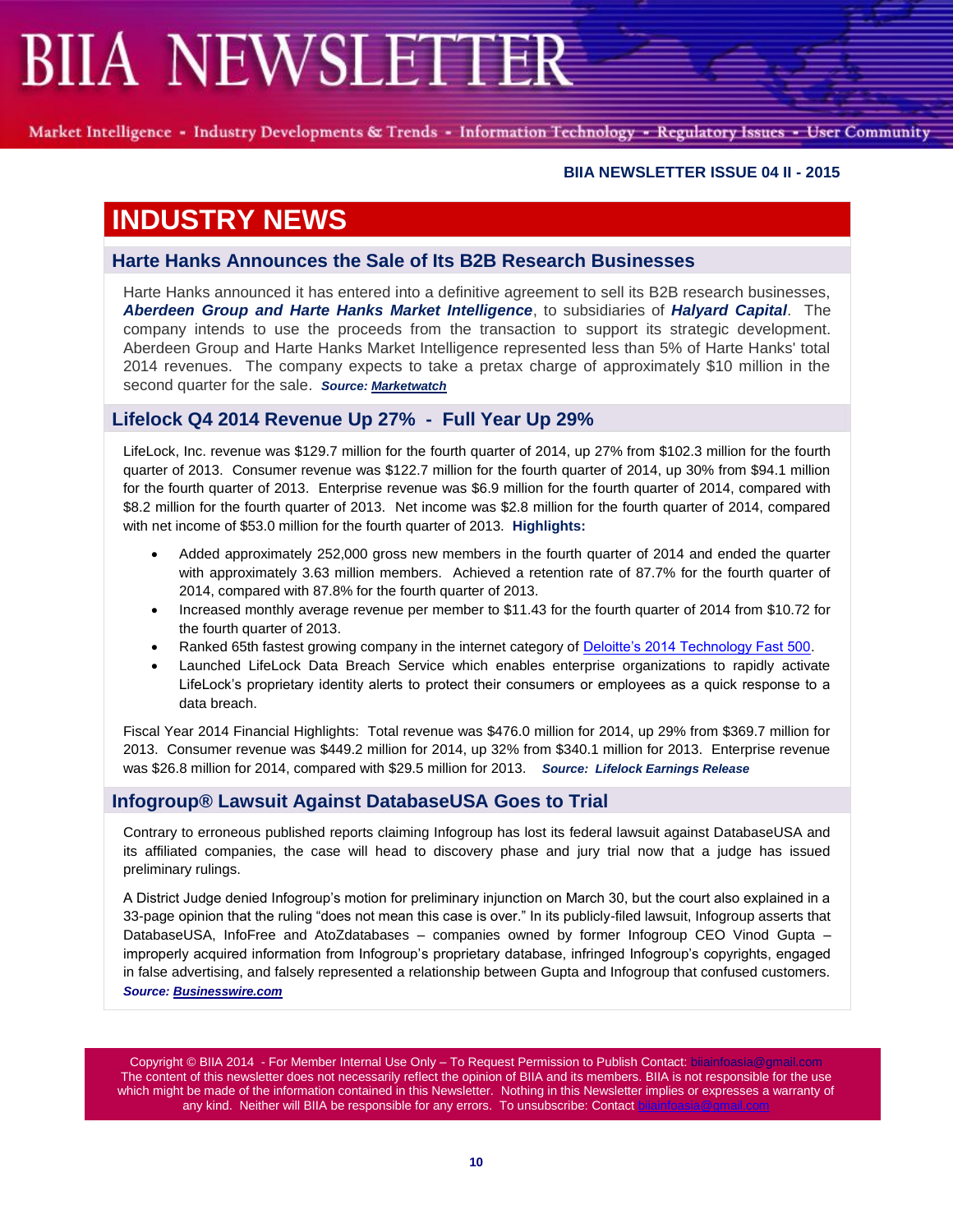BIIA NEWSLETTER ISSUE 04 II - 2015

# INDUSTRY NEWS

## Harte Hanks Announces the Sale of Its B2B Research Businesses

Harte Hanks announced it has entered into a definitive agreement to sell its B2B research businesses, ***Aberdeen Group and Harte Hanks Market Intelligence***, to subsidiaries of ***Halyard Capital***. The company intends to use the proceeds from the transaction to support its strategic development. Aberdeen Group and Harte Hanks Market Intelligence represented less than 5% of Harte Hanks' total 2014 revenues. The company expects to take a pretax charge of approximately $10 million in the second quarter for the sale. ***Source: Marketwatch***

## Lifelock Q4 2014 Revenue Up 27% - Full Year Up 29%

LifeLock, Inc. revenue was $129.7 million for the fourth quarter of 2014, up 27% from $102.3 million for the fourth quarter of 2013. Consumer revenue was $122.7 million for the fourth quarter of 2014, up 30% from $94.1 million for the fourth quarter of 2013. Enterprise revenue was $6.9 million for the fourth quarter of 2014, compared with $8.2 million for the fourth quarter of 2013. Net income was $2.8 million for the fourth quarter of 2014, compared with net income of $53.0 million for the fourth quarter of 2013. **Highlights:**

- Added approximately 252,000 gross new members in the fourth quarter of 2014 and ended the quarter with approximately 3.63 million members. Achieved a retention rate of 87.7% for the fourth quarter of 2014, compared with 87.8% for the fourth quarter of 2013.
- Increased monthly average revenue per member to $11.43 for the fourth quarter of 2014 from $10.72 for the fourth quarter of 2013.
- Ranked 65th fastest growing company in the internet category of Deloitte's 2014 Technology Fast 500.
- Launched LifeLock Data Breach Service which enables enterprise organizations to rapidly activate LifeLock's proprietary identity alerts to protect their consumers or employees as a quick response to a data breach.

Fiscal Year 2014 Financial Highlights: Total revenue was $476.0 million for 2014, up 29% from $369.7 million for 2013. Consumer revenue was $449.2 million for 2014, up 32% from $340.1 million for 2013. Enterprise revenue was $26.8 million for 2014, compared with $29.5 million for 2013. ***Source: Lifelock Earnings Release***

## Infogroup® Lawsuit Against DatabaseUSA Goes to Trial

Contrary to erroneous published reports claiming Infogroup has lost its federal lawsuit against DatabaseUSA and its affiliated companies, the case will head to discovery phase and jury trial now that a judge has issued preliminary rulings.

A District Judge denied Infogroup's motion for preliminary injunction on March 30, but the court also explained in a 33-page opinion that the ruling "does not mean this case is over." In its publicly-filed lawsuit, Infogroup asserts that DatabaseUSA, InfoFree and AtoZdatabases – companies owned by former Infogroup CEO Vinod Gupta – improperly acquired information from Infogroup's proprietary database, infringed Infogroup's copyrights, engaged in false advertising, and falsely represented a relationship between Gupta and Infogroup that confused customers. ***Source: Businesswire.com***

Copyright © BIIA 2014 - For Member Internal Use Only – To Request Permission to Publish Contact: biiainfoasia@gmail.com
The content of this newsletter does not necessarily reflect the opinion of BIIA and its members. BIIA is not responsible for the use which might be made of the information contained in this Newsletter. Nothing in this Newsletter implies or expresses a warranty of any kind. Neither will BIIA be responsible for any errors. To unsubscribe: Contact biiainfoasia@gmail.com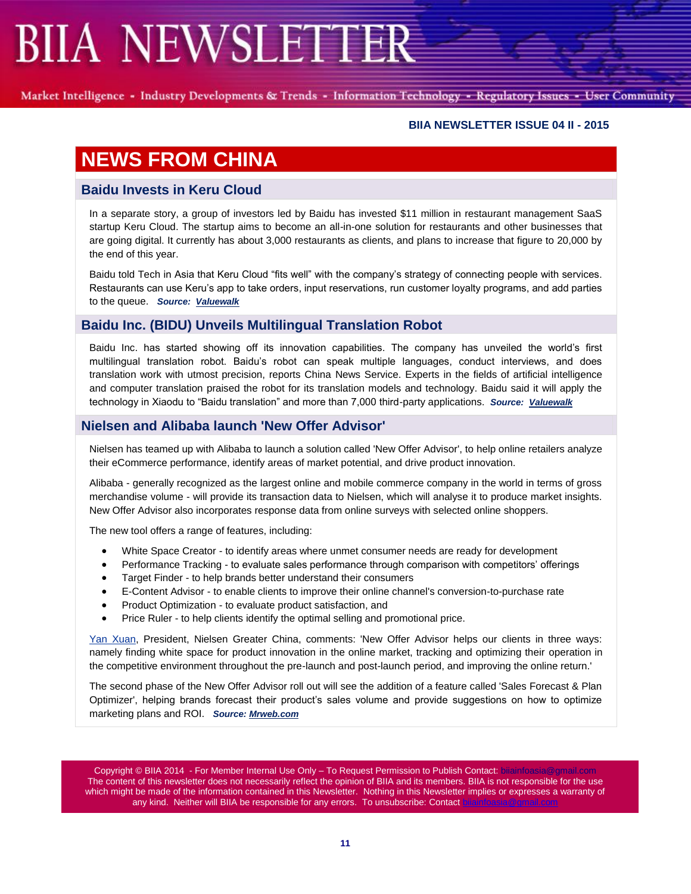# NEWS FROM CHINA

## Baidu Invests in Keru Cloud

In a separate story, a group of investors led by Baidu has invested $11 million in restaurant management SaaS startup Keru Cloud. The startup aims to become an all-in-one solution for restaurants and other businesses that are going digital. It currently has about 3,000 restaurants as clients, and plans to increase that figure to 20,000 by the end of this year.

Baidu told Tech in Asia that Keru Cloud "fits well" with the company's strategy of connecting people with services. Restaurants can use Keru's app to take orders, input reservations, run customer loyalty programs, and add parties to the queue. ***Source: Valuewalk***

## Baidu Inc. (BIDU) Unveils Multilingual Translation Robot

Baidu Inc. has started showing off its innovation capabilities. The company has unveiled the world's first multilingual translation robot. Baidu's robot can speak multiple languages, conduct interviews, and does translation work with utmost precision, reports China News Service. Experts in the fields of artificial intelligence and computer translation praised the robot for its translation models and technology. Baidu said it will apply the technology in Xiaodu to "Baidu translation" and more than 7,000 third-party applications. ***Source: Valuewalk***

## Nielsen and Alibaba launch 'New Offer Advisor'

Nielsen has teamed up with Alibaba to launch a solution called 'New Offer Advisor', to help online retailers analyze their eCommerce performance, identify areas of market potential, and drive product innovation.

Alibaba - generally recognized as the largest online and mobile commerce company in the world in terms of gross merchandise volume - will provide its transaction data to Nielsen, which will analyse it to produce market insights. New Offer Advisor also incorporates response data from online surveys with selected online shoppers.

The new tool offers a range of features, including:

- White Space Creator - to identify areas where unmet consumer needs are ready for development
- Performance Tracking - to evaluate sales performance through comparison with competitors' offerings
- Target Finder - to help brands better understand their consumers
- E-Content Advisor - to enable clients to improve their online channel's conversion-to-purchase rate
- Product Optimization - to evaluate product satisfaction, and
- Price Ruler - to help clients identify the optimal selling and promotional price.

Yan Xuan, President, Nielsen Greater China, comments: 'New Offer Advisor helps our clients in three ways: namely finding white space for product innovation in the online market, tracking and optimizing their operation in the competitive environment throughout the pre-launch and post-launch period, and improving the online return.'

The second phase of the New Offer Advisor roll out will see the addition of a feature called 'Sales Forecast & Plan Optimizer', helping brands forecast their product's sales volume and provide suggestions on how to optimize marketing plans and ROI. ***Source: Mrweb.com***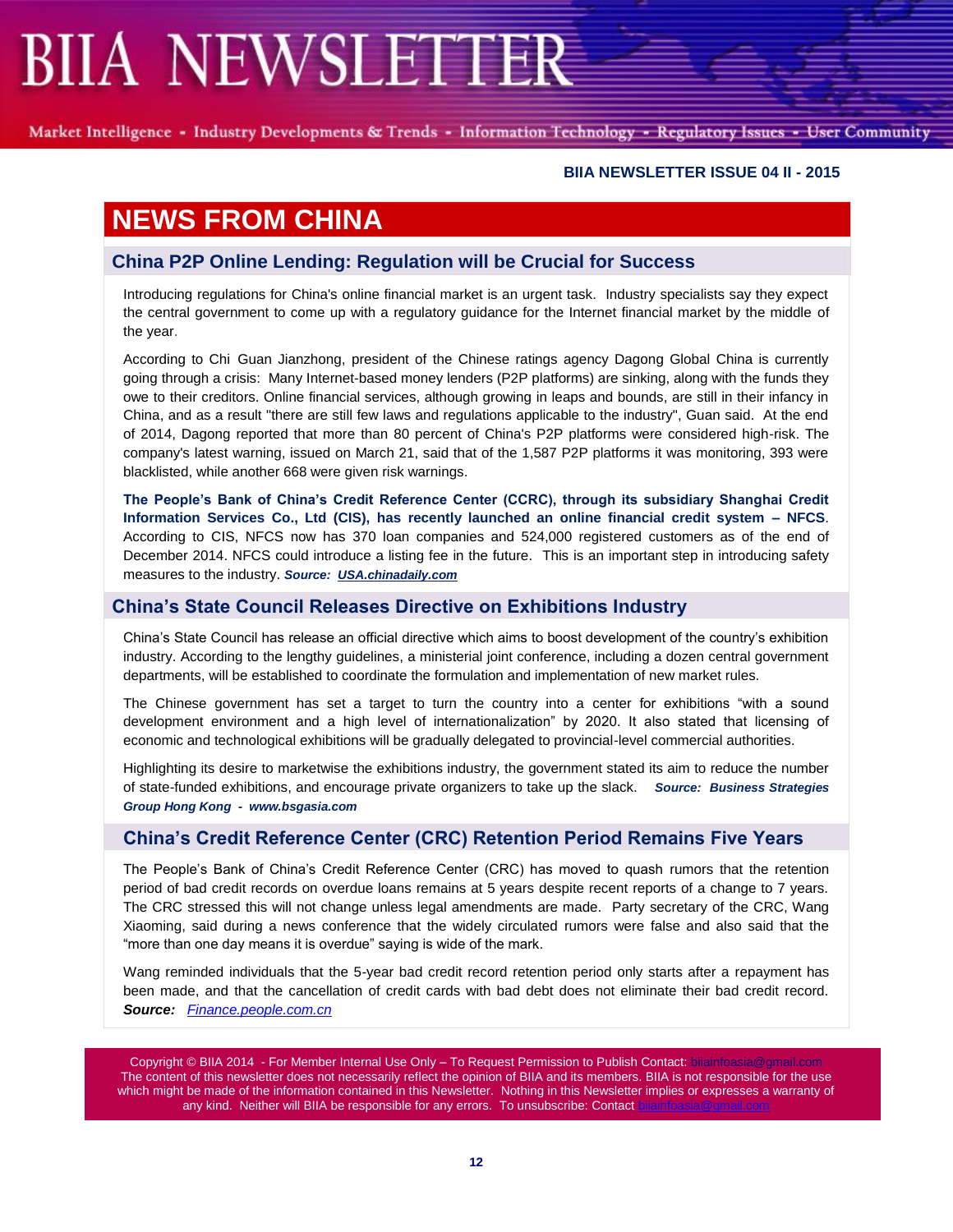BIIA NEWSLETTER ISSUE 04 II - 2015

# NEWS FROM CHINA

## China P2P Online Lending: Regulation will be Crucial for Success

Introducing regulations for China's online financial market is an urgent task. Industry specialists say they expect the central government to come up with a regulatory guidance for the Internet financial market by the middle of the year.

According to Chi Guan Jianzhong, president of the Chinese ratings agency Dagong Global China is currently going through a crisis: Many Internet-based money lenders (P2P platforms) are sinking, along with the funds they owe to their creditors. Online financial services, although growing in leaps and bounds, are still in their infancy in China, and as a result "there are still few laws and regulations applicable to the industry", Guan said. At the end of 2014, Dagong reported that more than 80 percent of China's P2P platforms were considered high-risk. The company's latest warning, issued on March 21, said that of the 1,587 P2P platforms it was monitoring, 393 were blacklisted, while another 668 were given risk warnings.

**The People's Bank of China's Credit Reference Center (CCRC), through its subsidiary Shanghai Credit Information Services Co., Ltd (CIS), has recently launched an online financial credit system – NFCS**. According to CIS, NFCS now has 370 loan companies and 524,000 registered customers as of the end of December 2014. NFCS could introduce a listing fee in the future. This is an important step in introducing safety measures to the industry. ***Source:*** ***USA.chinadaily.com***

## China's State Council Releases Directive on Exhibitions Industry

China's State Council has release an official directive which aims to boost development of the country's exhibition industry. According to the lengthy guidelines, a ministerial joint conference, including a dozen central government departments, will be established to coordinate the formulation and implementation of new market rules.

The Chinese government has set a target to turn the country into a center for exhibitions "with a sound development environment and a high level of internationalization" by 2020. It also stated that licensing of economic and technological exhibitions will be gradually delegated to provincial-level commercial authorities.

Highlighting its desire to marketwise the exhibitions industry, the government stated its aim to reduce the number of state-funded exhibitions, and encourage private organizers to take up the slack. ***Source: Business Strategies Group Hong Kong - www.bsgasia.com***

## China's Credit Reference Center (CRC) Retention Period Remains Five Years

The People's Bank of China's Credit Reference Center (CRC) has moved to quash rumors that the retention period of bad credit records on overdue loans remains at 5 years despite recent reports of a change to 7 years. The CRC stressed this will not change unless legal amendments are made. Party secretary of the CRC, Wang Xiaoming, said during a news conference that the widely circulated rumors were false and also said that the "more than one day means it is overdue" saying is wide of the mark.

Wang reminded individuals that the 5-year bad credit record retention period only starts after a repayment has been made, and that the cancellation of credit cards with bad debt does not eliminate their bad credit record. ***Source:*** *Finance.people.com.cn*

Copyright © BIIA 2014 - For Member Internal Use Only – To Request Permission to Publish Contact: biiainfoasia@gmail.com The content of this newsletter does not necessarily reflect the opinion of BIIA and its members. BIIA is not responsible for the use which might be made of the information contained in this Newsletter. Nothing in this Newsletter implies or expresses a warranty of any kind. Neither will BIIA be responsible for any errors. To unsubscribe: Contact biiainfoasia@gmail.com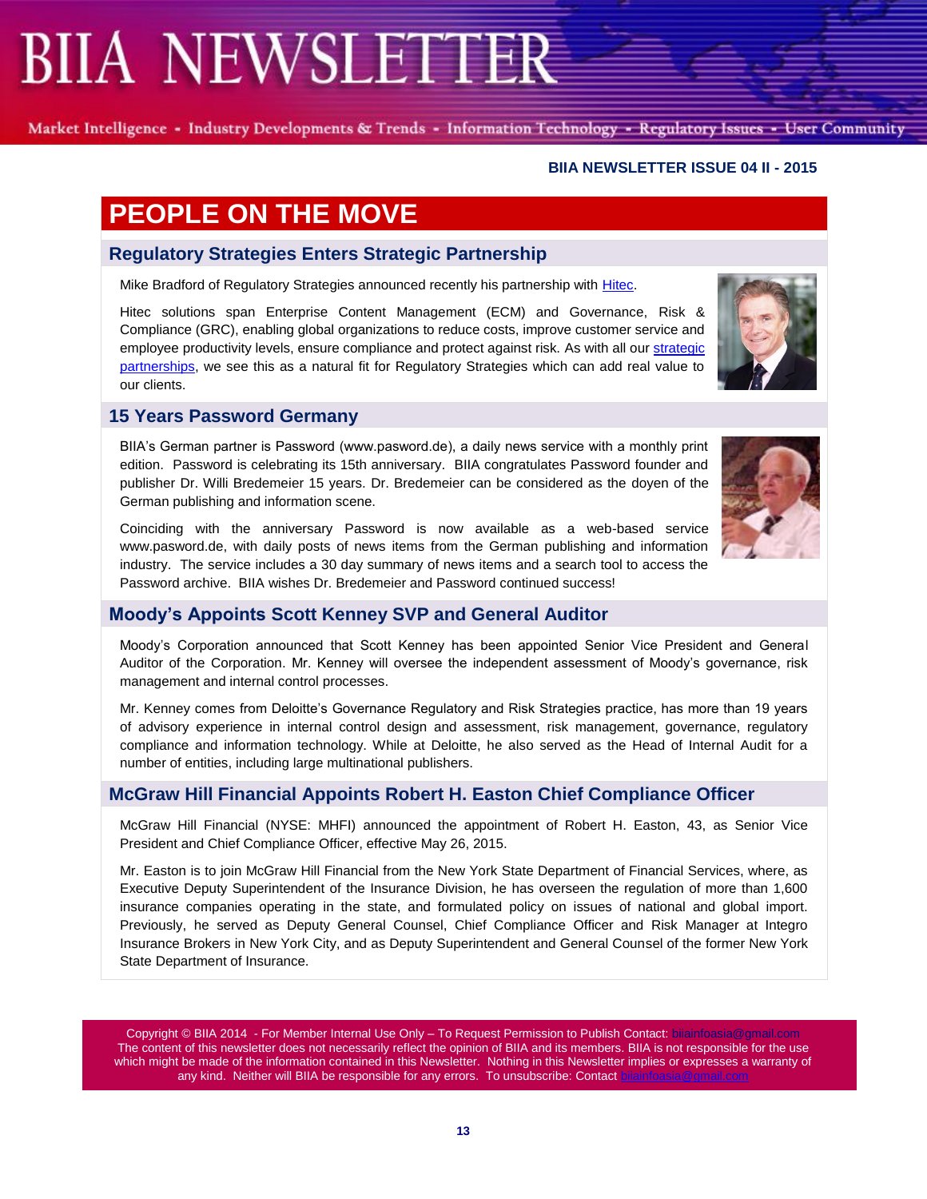# PEOPLE ON THE MOVE

## Regulatory Strategies Enters Strategic Partnership

Mike Bradford of Regulatory Strategies announced recently his partnership with Hitec.

Hitec solutions span Enterprise Content Management (ECM) and Governance, Risk & Compliance (GRC), enabling global organizations to reduce costs, improve customer service and employee productivity levels, ensure compliance and protect against risk. As with all our strategic partnerships, we see this as a natural fit for Regulatory Strategies which can add real value to our clients.

## 15 Years Password Germany

BIIA's German partner is Password (www.pasword.de), a daily news service with a monthly print edition. Password is celebrating its 15th anniversary. BIIA congratulates Password founder and publisher Dr. Willi Bredemeier 15 years. Dr. Bredemeier can be considered as the doyen of the German publishing and information scene.

Coinciding with the anniversary Password is now available as a web-based service www.pasword.de, with daily posts of news items from the German publishing and information industry. The service includes a 30 day summary of news items and a search tool to access the Password archive. BIIA wishes Dr. Bredemeier and Password continued success!

## Moody's Appoints Scott Kenney SVP and General Auditor

Moody's Corporation announced that Scott Kenney has been appointed Senior Vice President and General Auditor of the Corporation. Mr. Kenney will oversee the independent assessment of Moody's governance, risk management and internal control processes.

Mr. Kenney comes from Deloitte's Governance Regulatory and Risk Strategies practice, has more than 19 years of advisory experience in internal control design and assessment, risk management, governance, regulatory compliance and information technology. While at Deloitte, he also served as the Head of Internal Audit for a number of entities, including large multinational publishers.

## McGraw Hill Financial Appoints Robert H. Easton Chief Compliance Officer

McGraw Hill Financial (NYSE: MHFI) announced the appointment of Robert H. Easton, 43, as Senior Vice President and Chief Compliance Officer, effective May 26, 2015.

Mr. Easton is to join McGraw Hill Financial from the New York State Department of Financial Services, where, as Executive Deputy Superintendent of the Insurance Division, he has overseen the regulation of more than 1,600 insurance companies operating in the state, and formulated policy on issues of national and global import. Previously, he served as Deputy General Counsel, Chief Compliance Officer and Risk Manager at Integro Insurance Brokers in New York City, and as Deputy Superintendent and General Counsel of the former New York State Department of Insurance.

Copyright © BIIA 2014 - For Member Internal Use Only – To Request Permission to Publish Contact: biiainfoasia@gmail.com
The content of this newsletter does not necessarily reflect the opinion of BIIA and its members. BIIA is not responsible for the use which might be made of the information contained in this Newsletter. Nothing in this Newsletter implies or expresses a warranty of any kind. Neither will BIIA be responsible for any errors. To unsubscribe: Contact biiainfoasia@gmail.com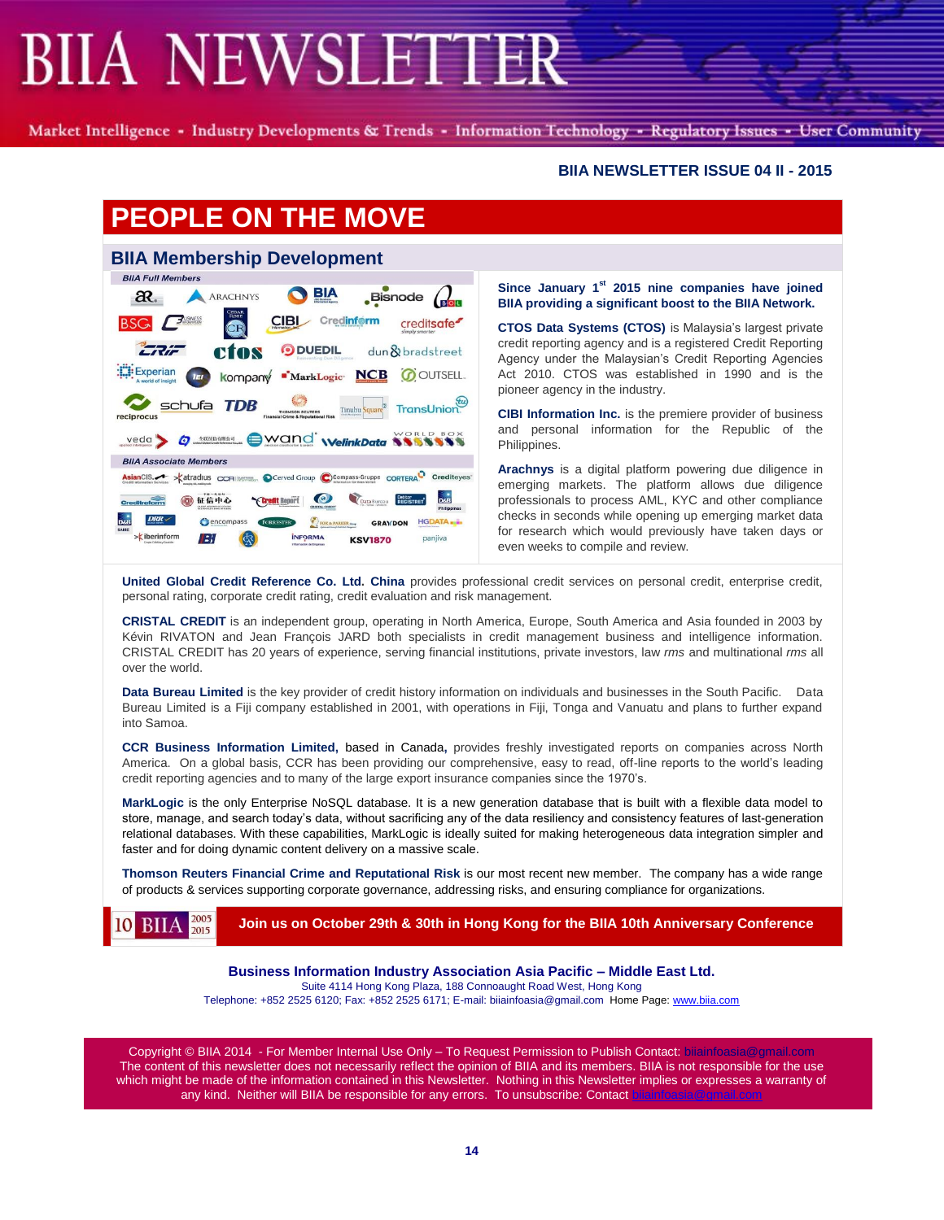# BIIA NEWSLETTER

Market Intelligence - Industry Developments & Trends - Information Technology - Regulatory Issues - User Community

**BIIA NEWSLETTER ISSUE 04 II - 2015**

## PEOPLE ON THE MOVE

### BIIA Membership Development

BIIA Full Members

BIIA Associate Members

**Since January 1st 2015 nine companies have joined BIIA providing a significant boost to the BIIA Network.**

**CTOS Data Systems (CTOS)** is Malaysia's largest private credit reporting agency and is a registered Credit Reporting Agency under the Malaysian's Credit Reporting Agencies Act 2010. CTOS was established in 1990 and is the pioneer agency in the industry.

**CIBI Information Inc.** is the premiere provider of business and personal information for the Republic of the Philippines.

**Arachnys** is a digital platform powering due diligence in emerging markets. The platform allows due diligence professionals to process AML, KYC and other compliance checks in seconds while opening up emerging market data for research which would previously have taken days or even weeks to compile and review.

**United Global Credit Reference Co. Ltd. China** provides professional credit services on personal credit, enterprise credit, personal rating, corporate credit rating, credit evaluation and risk management.

**CRISTAL CREDIT** is an independent group, operating in North America, Europe, South America and Asia founded in 2003 by Kévin RIVATON and Jean François JARD both specialists in credit management business and intelligence information. CRISTAL CREDIT has 20 years of experience, serving financial institutions, private investors, law *rms* and multinational *rms* all over the world.

**Data Bureau Limited** is the key provider of credit history information on individuals and businesses in the South Pacific. Data Bureau Limited is a Fiji company established in 2001, with operations in Fiji, Tonga and Vanuatu and plans to further expand into Samoa.

**CCR Business Information Limited,** based in Canada, provides freshly investigated reports on companies across North America. On a global basis, CCR has been providing our comprehensive, easy to read, off-line reports to the world's leading credit reporting agencies and to many of the large export insurance companies since the 1970's.

**MarkLogic** is the only Enterprise NoSQL database. It is a new generation database that is built with a flexible data model to store, manage, and search today's data, without sacrificing any of the data resiliency and consistency features of last-generation relational databases. With these capabilities, MarkLogic is ideally suited for making heterogeneous data integration simpler and faster and for doing dynamic content delivery on a massive scale.

**Thomson Reuters Financial Crime and Reputational Risk** is our most recent new member. The company has a wide range of products & services supporting corporate governance, addressing risks, and ensuring compliance for organizations.

10 BIIA 2005 2015 **Join us on October 29th & 30th in Hong Kong for the BIIA 10th Anniversary Conference**

**Business Information Industry Association Asia Pacific – Middle East Ltd.**
Suite 4114 Hong Kong Plaza, 188 Connaught Road West, Hong Kong
Telephone: +852 2525 6120; Fax: +852 2525 6171; E-mail: biiainfoasia@gmail.com Home Page: www.biia.com

Copyright © BIIA 2014 - For Member Internal Use Only – To Request Permission to Publish Contact: biiainfoasia@gmail.com
The content of this newsletter does not necessarily reflect the opinion of BIIA and its members. BIIA is not responsible for the use which might be made of the information contained in this Newsletter. Nothing in this Newsletter implies or expresses a warranty of any kind. Neither will BIIA be responsible for any errors. To unsubscribe: Contact biiainfoasia@gmail.com